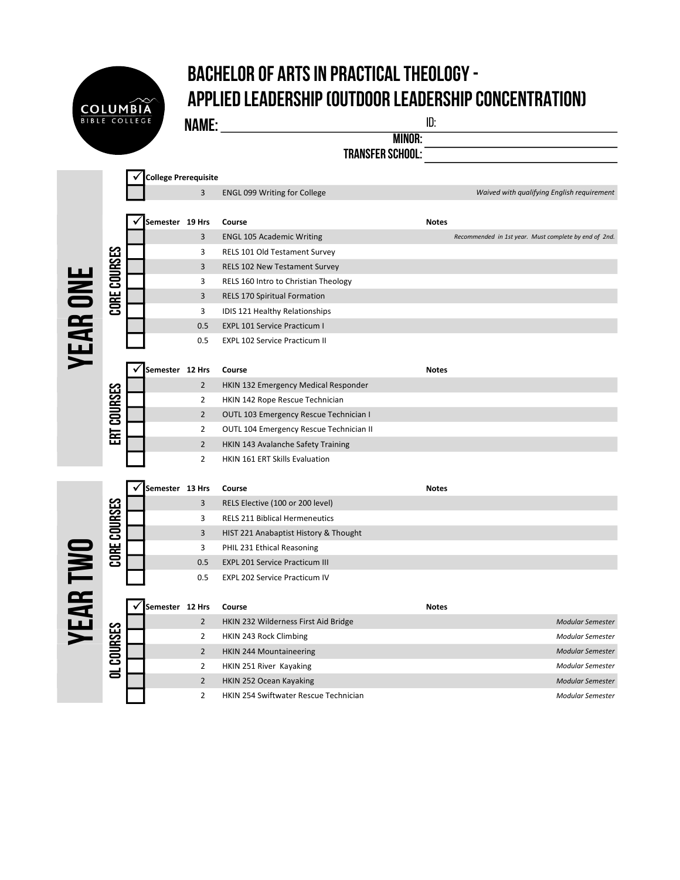# BACHELOR OF ARTS IN PRACTICAL THEOLOGY - APPLIED LEADERSHIP (OUTDOOR LEADERSHIP CONCENTRATION)

**NAME:** ______________________ **ID:** ______________________

**MINOR:** ______________________

**TRANSFER SCHOOL:** ______________________

## YEAR ONE

| ✓ | College Prerequisite | | |
|---|---|---|---|
| ☐ | 3 | ENGL 099 Writing for College | *Waived with qualifying English requirement* |

### CORE COURSES

| ✓ | Semester 19 Hrs | Course | Notes |
|---|---|---|---|
| ☐ | 3 | ENGL 105 Academic Writing | *Recommended in 1st year. Must complete by end of 2nd.* |
| ☐ | 3 | RELS 101 Old Testament Survey | |
| ☐ | 3 | RELS 102 New Testament Survey | |
| ☐ | 3 | RELS 160 Intro to Christian Theology | |
| ☐ | 3 | RELS 170 Spiritual Formation | |
| ☐ | 3 | IDIS 121 Healthy Relationships | |
| ☐ | 0.5 | EXPL 101 Service Practicum I | |
| ☐ | 0.5 | EXPL 102 Service Practicum II | |

### ERT COURSES

| ✓ | Semester 12 Hrs | Course | Notes |
|---|---|---|---|
| ☐ | 2 | HKIN 132 Emergency Medical Responder | |
| ☐ | 2 | HKIN 142 Rope Rescue Technician | |
| ☐ | 2 | OUTL 103 Emergency Rescue Technician I | |
| ☐ | 2 | OUTL 104 Emergency Rescue Technician II | |
| ☐ | 2 | HKIN 143 Avalanche Safety Training | |
| ☐ | 2 | HKIN 161 ERT Skills Evaluation | |

## YEAR TWO

### CORE COURSES

| ✓ | Semester 13 Hrs | Course | Notes |
|---|---|---|---|
| ☐ | 3 | RELS Elective (100 or 200 level) | |
| ☐ | 3 | RELS 211 Biblical Hermeneutics | |
| ☐ | 3 | HIST 221 Anabaptist History & Thought | |
| ☐ | 3 | PHIL 231 Ethical Reasoning | |
| ☐ | 0.5 | EXPL 201 Service Practicum III | |
| ☐ | 0.5 | EXPL 202 Service Practicum IV | |

### OL COURSES

| ✓ | Semester 12 Hrs | Course | Notes |
|---|---|---|---|
| ☐ | 2 | HKIN 232 Wilderness First Aid Bridge | *Modular Semester* |
| ☐ | 2 | HKIN 243 Rock Climbing | *Modular Semester* |
| ☐ | 2 | HKIN 244 Mountaineering | *Modular Semester* |
| ☐ | 2 | HKIN 251 River Kayaking | *Modular Semester* |
| ☐ | 2 | HKIN 252 Ocean Kayaking | *Modular Semester* |
| ☐ | 2 | HKIN 254 Swiftwater Rescue Technician | *Modular Semester* |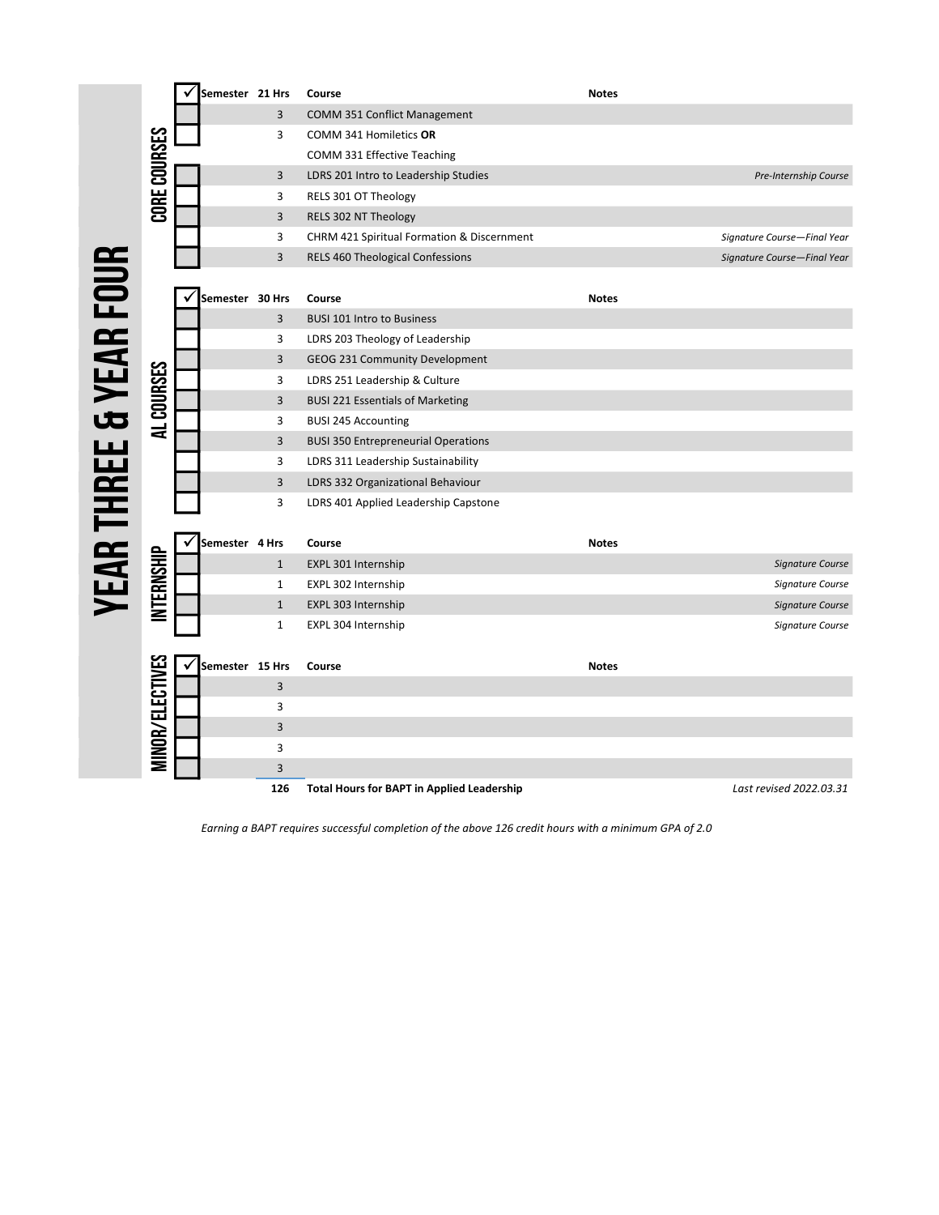# YEAR THREE & YEAR FOUR

## CORE COURSES

| ✓ | Semester | 21 Hrs | Course | Notes |
|---|---|---|---|---|
| | | 3 | COMM 351 Conflict Management | |
| | | 3 | COMM 341 Homiletics **OR** | |
| | | | COMM 331 Effective Teaching | |
| | | 3 | LDRS 201 Intro to Leadership Studies | *Pre-Internship Course* |
| | | 3 | RELS 301 OT Theology | |
| | | 3 | RELS 302 NT Theology | |
| | | 3 | CHRM 421 Spiritual Formation & Discernment | *Signature Course—Final Year* |
| | | 3 | RELS 460 Theological Confessions | *Signature Course—Final Year* |

## AL COURSES

| ✓ | Semester | 30 Hrs | Course | Notes |
|---|---|---|---|---|
| | | 3 | BUSI 101 Intro to Business | |
| | | 3 | LDRS 203 Theology of Leadership | |
| | | 3 | GEOG 231 Community Development | |
| | | 3 | LDRS 251 Leadership & Culture | |
| | | 3 | BUSI 221 Essentials of Marketing | |
| | | 3 | BUSI 245 Accounting | |
| | | 3 | BUSI 350 Entrepreneurial Operations | |
| | | 3 | LDRS 311 Leadership Sustainability | |
| | | 3 | LDRS 332 Organizational Behaviour | |
| | | 3 | LDRS 401 Applied Leadership Capstone | |

## INTERNSHIP

| ✓ | Semester | 4 Hrs | Course | Notes |
|---|---|---|---|---|
| | | 1 | EXPL 301 Internship | *Signature Course* |
| | | 1 | EXPL 302 Internship | *Signature Course* |
| | | 1 | EXPL 303 Internship | *Signature Course* |
| | | 1 | EXPL 304 Internship | *Signature Course* |

## MINOR/ELECTIVES

| ✓ | Semester | 15 Hrs | Course | Notes |
|---|---|---|---|---|
| | | 3 | | |
| | | 3 | | |
| | | 3 | | |
| | | 3 | | |
| | | 3 | | |
| | | **126** | **Total Hours for BAPT in Applied Leadership** | *Last revised 2022.03.31* |

*Earning a BAPT requires successful completion of the above 126 credit hours with a minimum GPA of 2.0*